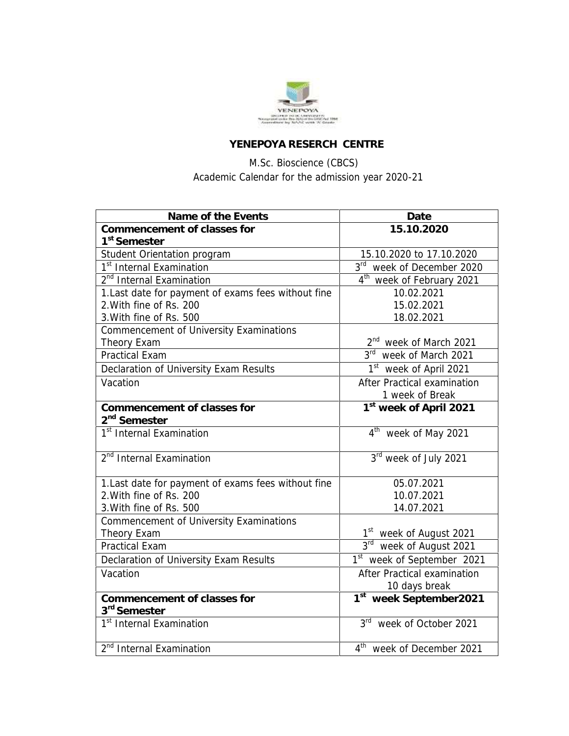**YENEPOYA RESERCH CENTRE**

M.Sc. Bioscience (CBCS)

Academic Calendar for the admission year 2020-21

| Name of the Events | Date |
|---|---|
| **Commencement of classes for 1st Semester** | **15.10.2020** |
| Student Orientation program | 15.10.2020 to 17.10.2020 |
| 1st Internal Examination | 3rd week of December 2020 |
| 2nd Internal Examination | 4th week of February 2021 |
| 1. Last date for payment of exams fees without fine<br>2. With fine of Rs. 200<br>3. With fine of Rs. 500 | 10.02.2021<br>15.02.2021<br>18.02.2021 |
| Commencement of University Examinations<br>Theory Exam | 2nd week of March 2021 |
| Practical Exam | 3rd week of March 2021 |
| Declaration of University Exam Results | 1st week of April 2021 |
| Vacation | After Practical examination<br>1 week of Break |
| **Commencement of classes for 2nd Semester** | **1st week of April 2021** |
| 1st Internal Examination | 4th week of May 2021 |
| 2nd Internal Examination | 3rd week of July 2021 |
| 1. Last date for payment of exams fees without fine<br>2. With fine of Rs. 200<br>3. With fine of Rs. 500 | 05.07.2021<br>10.07.2021<br>14.07.2021 |
| Commencement of University Examinations<br>Theory Exam | 1st week of August 2021 |
| Practical Exam | 3rd week of August 2021 |
| Declaration of University Exam Results | 1st week of September 2021 |
| Vacation | After Practical examination<br>10 days break |
| **Commencement of classes for 3rd Semester** | **1st week September2021** |
| 1st Internal Examination | 3rd week of October 2021 |
| 2nd Internal Examination | 4th week of December 2021 |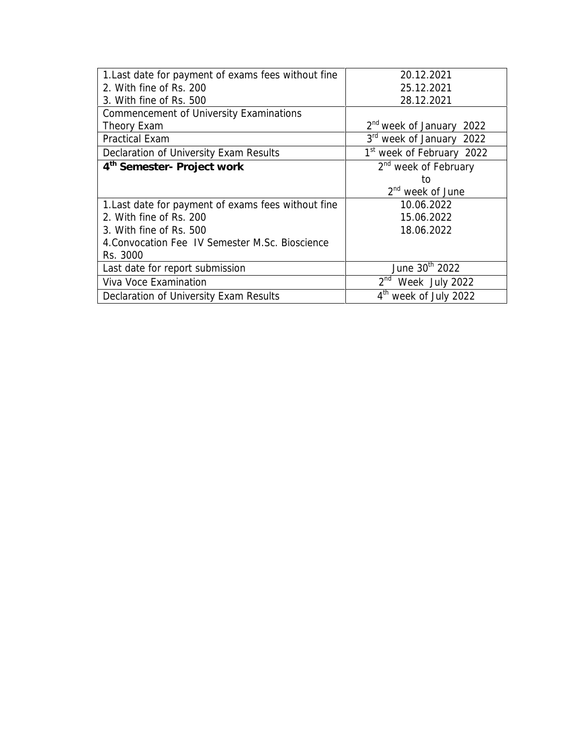| | |
|---|---|
| 1. Last date for payment of exams fees without fine<br>2. With fine of Rs. 200<br>3. With fine of Rs. 500 | 20.12.2021<br>25.12.2021<br>28.12.2021 |
| Commencement of University Examinations<br>Theory Exam | <br>2nd week of January 2022 |
| Practical Exam | 3rd week of January 2022 |
| Declaration of University Exam Results | 1st week of February 2022 |
| **4th Semester- Project work** | 2nd week of February<br>to<br>2nd week of June |
| 1. Last date for payment of exams fees without fine<br>2. With fine of Rs. 200<br>3. With fine of Rs. 500<br>4. Convocation Fee IV Semester M.Sc. Bioscience Rs. 3000 | 10.06.2022<br>15.06.2022<br>18.06.2022 |
| Last date for report submission | June 30th 2022 |
| Viva Voce Examination | 2nd Week July 2022 |
| Declaration of University Exam Results | 4th week of July 2022 |